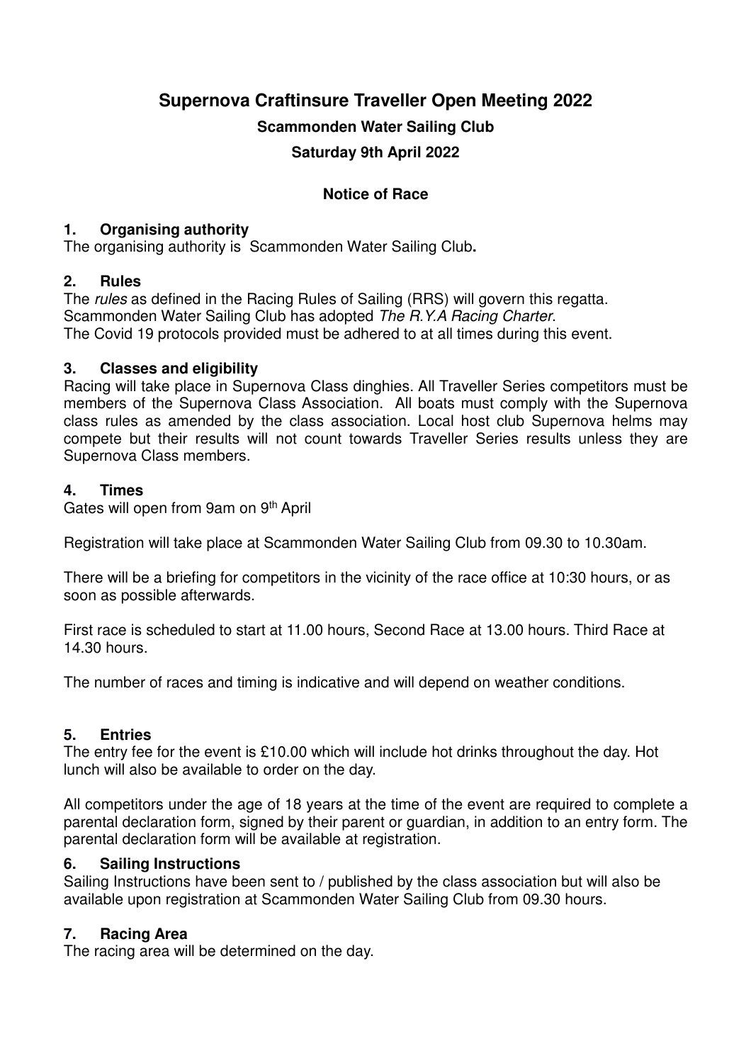# Supernova Craftinsure Traveller Open Meeting 2022

## Scammonden Water Sailing Club

## Saturday 9th April 2022

### Notice of Race

### 1. Organising authority

The organising authority is Scammonden Water Sailing Club**.**

### 2. Rules

The *rules* as defined in the Racing Rules of Sailing (RRS) will govern this regatta.
Scammonden Water Sailing Club has adopted *The R.Y.A Racing Charter*.
The Covid 19 protocols provided must be adhered to at all times during this event.

### 3. Classes and eligibility

Racing will take place in Supernova Class dinghies. All Traveller Series competitors must be members of the Supernova Class Association. All boats must comply with the Supernova class rules as amended by the class association. Local host club Supernova helms may compete but their results will not count towards Traveller Series results unless they are Supernova Class members.

### 4. Times

Gates will open from 9am on 9th April

Registration will take place at Scammonden Water Sailing Club from 09.30 to 10.30am.

There will be a briefing for competitors in the vicinity of the race office at 10:30 hours, or as soon as possible afterwards.

First race is scheduled to start at 11.00 hours, Second Race at 13.00 hours. Third Race at 14.30 hours.

The number of races and timing is indicative and will depend on weather conditions.

### 5. Entries

The entry fee for the event is £10.00 which will include hot drinks throughout the day. Hot lunch will also be available to order on the day.

All competitors under the age of 18 years at the time of the event are required to complete a parental declaration form, signed by their parent or guardian, in addition to an entry form. The parental declaration form will be available at registration.

### 6. Sailing Instructions

Sailing Instructions have been sent to / published by the class association but will also be available upon registration at Scammonden Water Sailing Club from 09.30 hours.

### 7. Racing Area

The racing area will be determined on the day.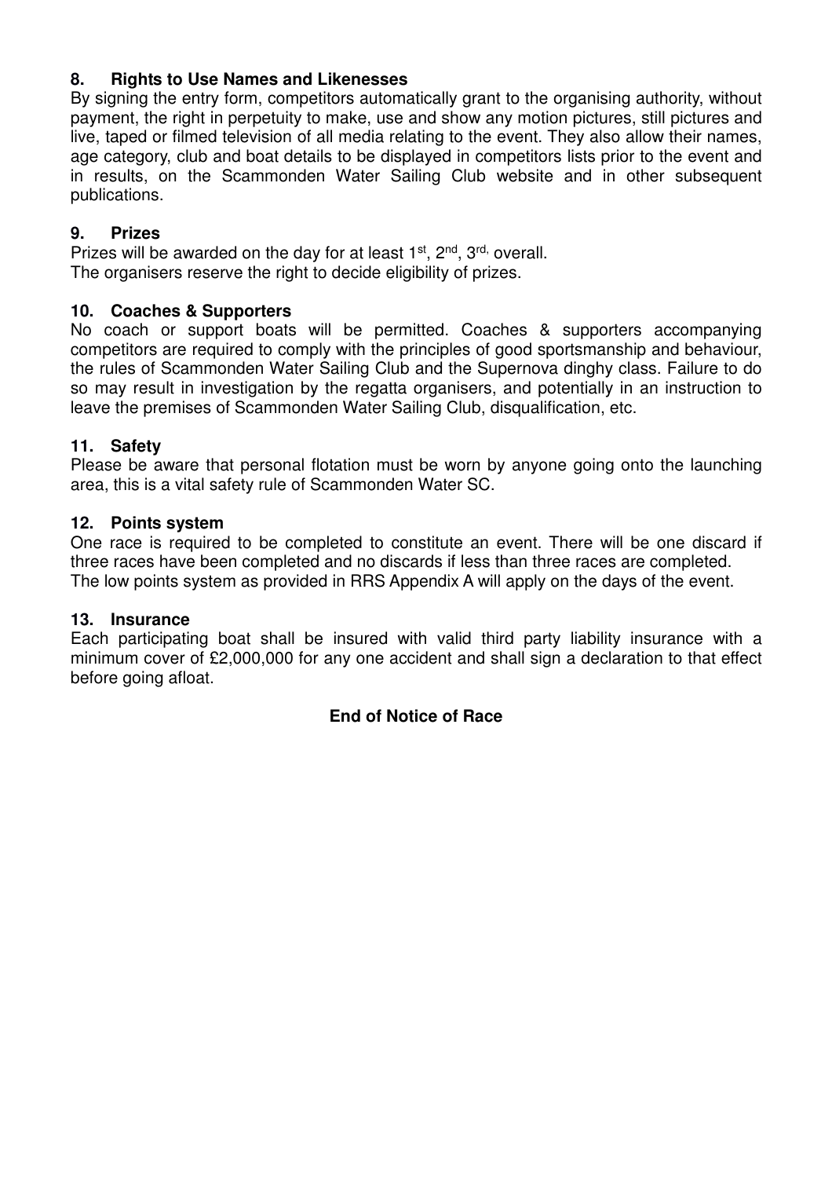## 8. Rights to Use Names and Likenesses

By signing the entry form, competitors automatically grant to the organising authority, without payment, the right in perpetuity to make, use and show any motion pictures, still pictures and live, taped or filmed television of all media relating to the event. They also allow their names, age category, club and boat details to be displayed in competitors lists prior to the event and in results, on the Scammonden Water Sailing Club website and in other subsequent publications.

## 9. Prizes

Prizes will be awarded on the day for at least 1st, 2nd, 3rd, overall.
The organisers reserve the right to decide eligibility of prizes.

## 10. Coaches & Supporters

No coach or support boats will be permitted. Coaches & supporters accompanying competitors are required to comply with the principles of good sportsmanship and behaviour, the rules of Scammonden Water Sailing Club and the Supernova dinghy class. Failure to do so may result in investigation by the regatta organisers, and potentially in an instruction to leave the premises of Scammonden Water Sailing Club, disqualification, etc.

## 11. Safety

Please be aware that personal flotation must be worn by anyone going onto the launching area, this is a vital safety rule of Scammonden Water SC.

## 12. Points system

One race is required to be completed to constitute an event. There will be one discard if three races have been completed and no discards if less than three races are completed.
The low points system as provided in RRS Appendix A will apply on the days of the event.

## 13. Insurance

Each participating boat shall be insured with valid third party liability insurance with a minimum cover of £2,000,000 for any one accident and shall sign a declaration to that effect before going afloat.

**End of Notice of Race**